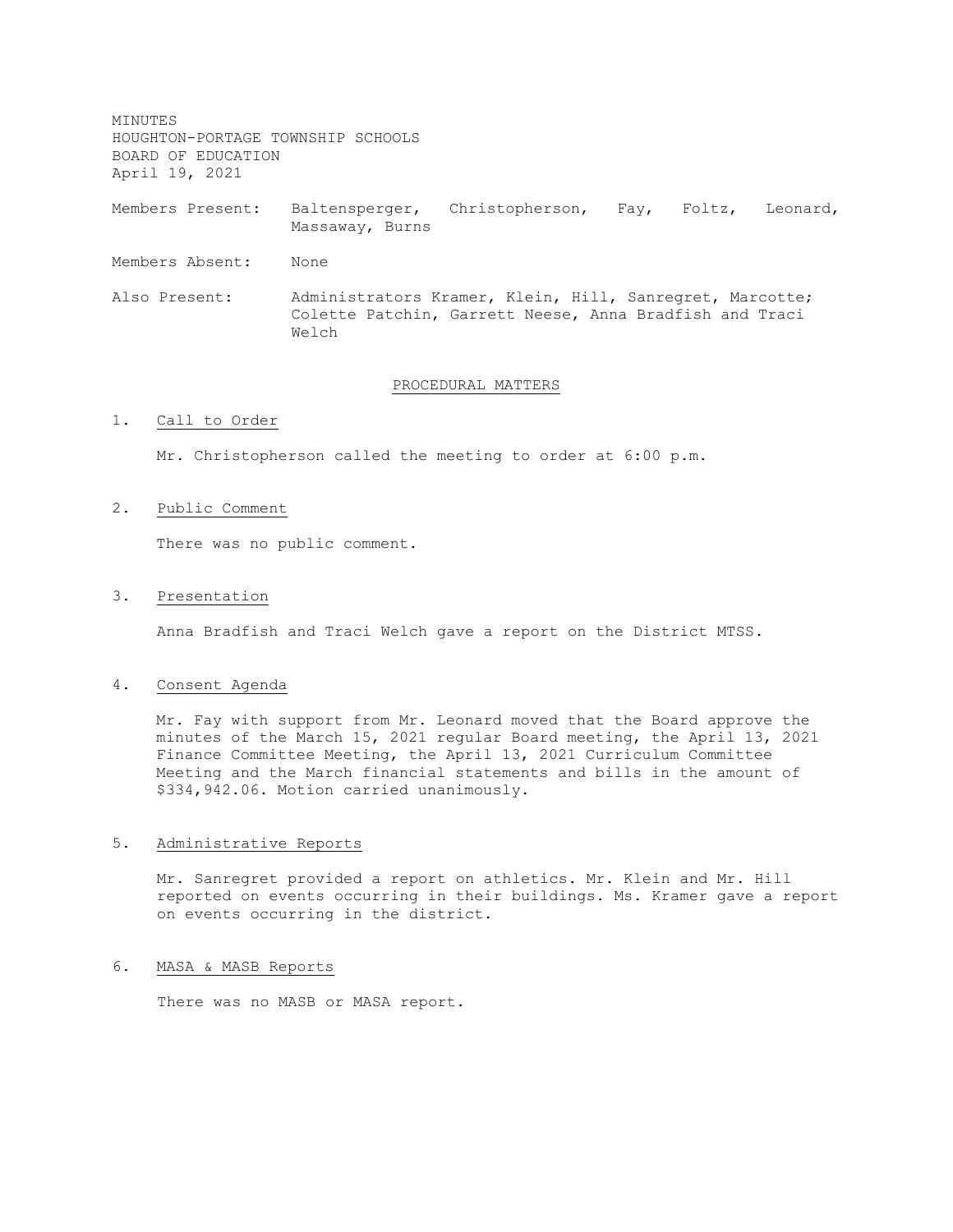MINUTES
HOUGHTON-PORTAGE TOWNSHIP SCHOOLS
BOARD OF EDUCATION
April 19, 2021

Members Present: Baltensperger, Christopherson, Fay, Foltz, Leonard, Massaway, Burns

Members Absent: None

Also Present: Administrators Kramer, Klein, Hill, Sanregret, Marcotte; Colette Patchin, Garrett Neese, Anna Bradfish and Traci Welch

## PROCEDURAL MATTERS

1. Call to Order

   Mr. Christopherson called the meeting to order at 6:00 p.m.

2. Public Comment

   There was no public comment.

3. Presentation

   Anna Bradfish and Traci Welch gave a report on the District MTSS.

4. Consent Agenda

   Mr. Fay with support from Mr. Leonard moved that the Board approve the minutes of the March 15, 2021 regular Board meeting, the April 13, 2021 Finance Committee Meeting, the April 13, 2021 Curriculum Committee Meeting and the March financial statements and bills in the amount of $334,942.06. Motion carried unanimously.

5. Administrative Reports

   Mr. Sanregret provided a report on athletics. Mr. Klein and Mr. Hill reported on events occurring in their buildings. Ms. Kramer gave a report on events occurring in the district.

6. MASA & MASB Reports

   There was no MASB or MASA report.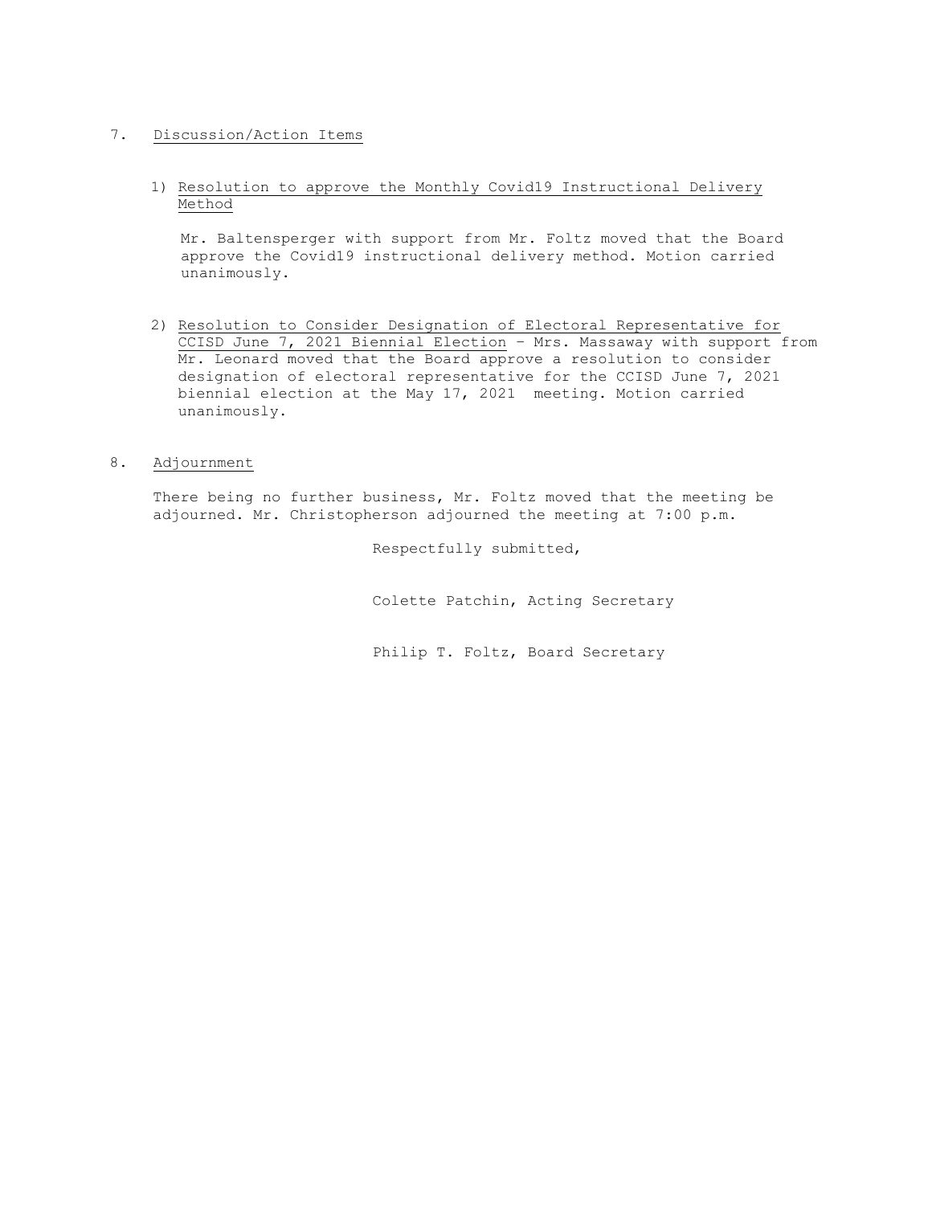7. Discussion/Action Items

   1) Resolution to approve the Monthly Covid19 Instructional Delivery Method

      Mr. Baltensperger with support from Mr. Foltz moved that the Board approve the Covid19 instructional delivery method. Motion carried unanimously.

   2) Resolution to Consider Designation of Electoral Representative for CCISD June 7, 2021 Biennial Election – Mrs. Massaway with support from Mr. Leonard moved that the Board approve a resolution to consider designation of electoral representative for the CCISD June 7, 2021 biennial election at the May 17, 2021 meeting. Motion carried unanimously.

8. Adjournment

   There being no further business, Mr. Foltz moved that the meeting be adjourned. Mr. Christopherson adjourned the meeting at 7:00 p.m.

Respectfully submitted,

Colette Patchin, Acting Secretary

Philip T. Foltz, Board Secretary